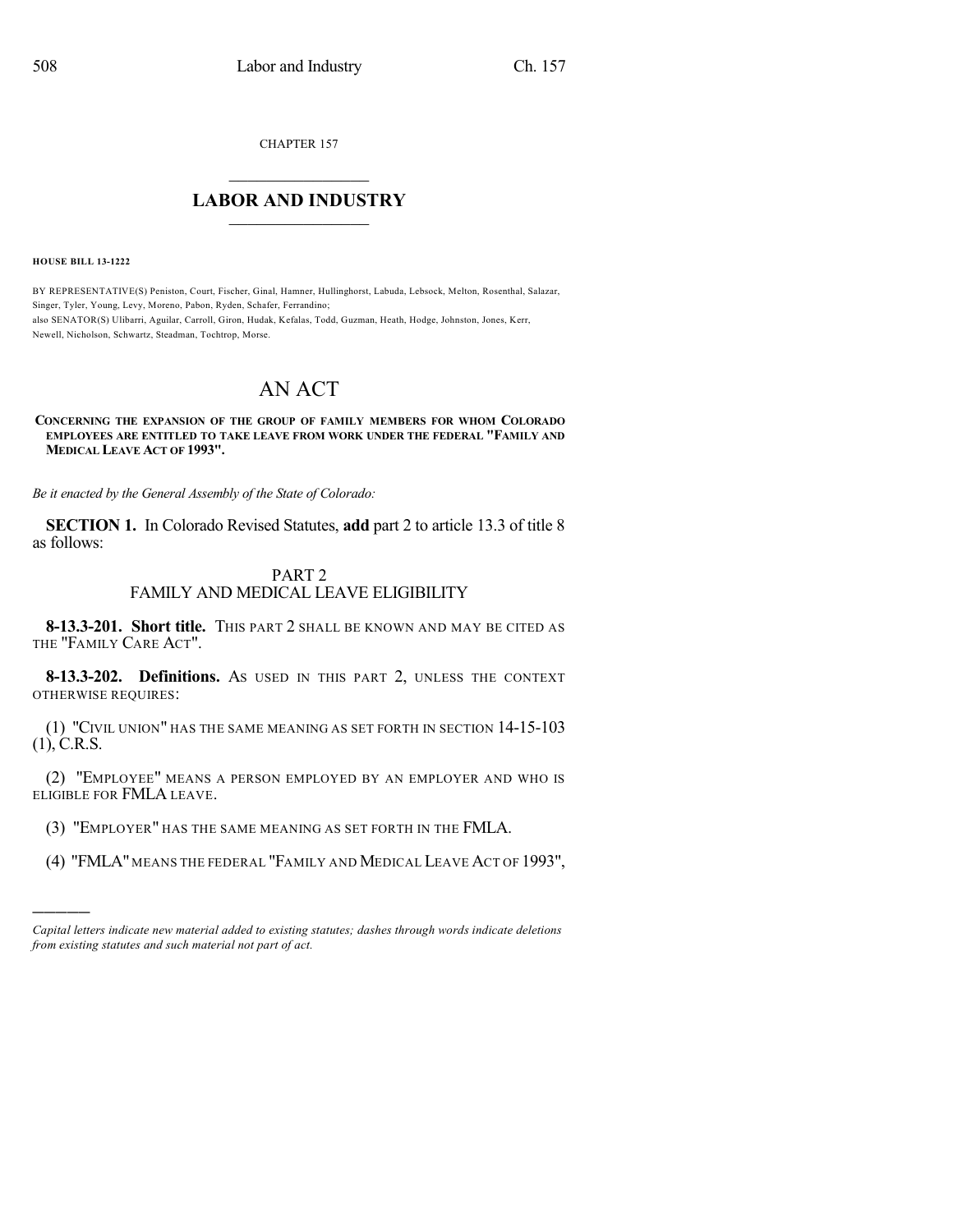CHAPTER 157

## LABOR AND INDUSTRY

**HOUSE BILL 13-1222**

BY REPRESENTATIVE(S) Peniston, Court, Fischer, Ginal, Hamner, Hullinghorst, Labuda, Lebsock, Melton, Rosenthal, Salazar, Singer, Tyler, Young, Levy, Moreno, Pabon, Ryden, Schafer, Ferrandino;
also SENATOR(S) Ulibarri, Aguilar, Carroll, Giron, Hudak, Kefalas, Todd, Guzman, Heath, Hodge, Johnston, Jones, Kerr, Newell, Nicholson, Schwartz, Steadman, Tochtrop, Morse.

# AN ACT

**CONCERNING THE EXPANSION OF THE GROUP OF FAMILY MEMBERS FOR WHOM COLORADO EMPLOYEES ARE ENTITLED TO TAKE LEAVE FROM WORK UNDER THE FEDERAL "FAMILY AND MEDICAL LEAVE ACT OF 1993".**

*Be it enacted by the General Assembly of the State of Colorado:*

**SECTION 1.** In Colorado Revised Statutes, **add** part 2 to article 13.3 of title 8 as follows:

PART 2
FAMILY AND MEDICAL LEAVE ELIGIBILITY

**8-13.3-201. Short title.** THIS PART 2 SHALL BE KNOWN AND MAY BE CITED AS THE "FAMILY CARE ACT".

**8-13.3-202. Definitions.** AS USED IN THIS PART 2, UNLESS THE CONTEXT OTHERWISE REQUIRES:

(1) "CIVIL UNION" HAS THE SAME MEANING AS SET FORTH IN SECTION 14-15-103 (1), C.R.S.

(2) "EMPLOYEE" MEANS A PERSON EMPLOYED BY AN EMPLOYER AND WHO IS ELIGIBLE FOR FMLA LEAVE.

(3) "EMPLOYER" HAS THE SAME MEANING AS SET FORTH IN THE FMLA.

(4) "FMLA" MEANS THE FEDERAL "FAMILY AND MEDICAL LEAVE ACT OF 1993",

---

*Capital letters indicate new material added to existing statutes; dashes through words indicate deletions from existing statutes and such material not part of act.*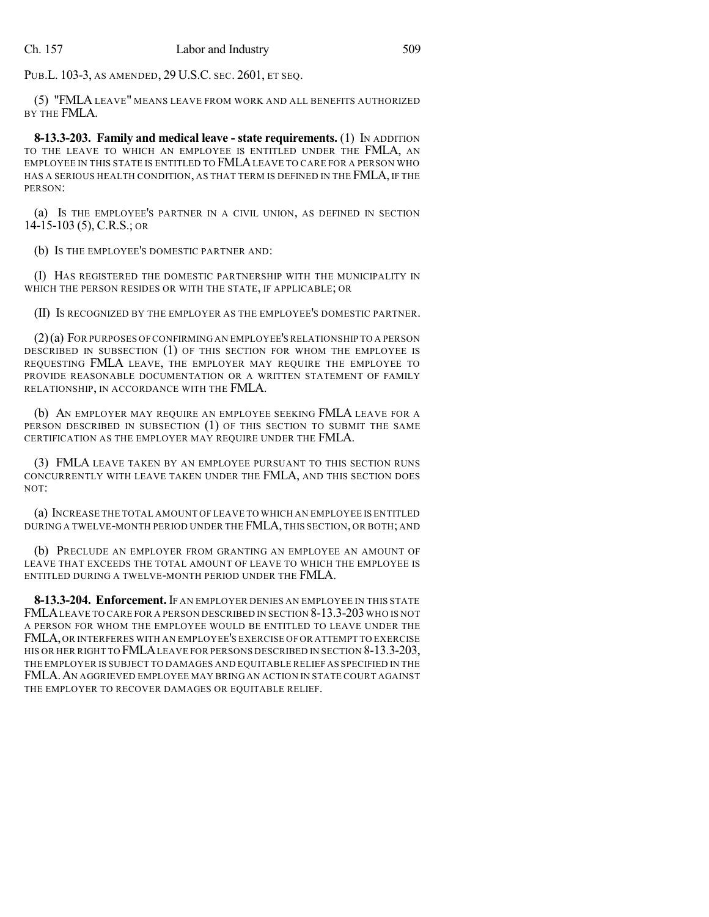PUB.L. 103-3, AS AMENDED, 29 U.S.C. SEC. 2601, ET SEQ.

(5) "FMLA LEAVE" MEANS LEAVE FROM WORK AND ALL BENEFITS AUTHORIZED BY THE FMLA.

**8-13.3-203. Family and medical leave - state requirements.** (1) IN ADDITION TO THE LEAVE TO WHICH AN EMPLOYEE IS ENTITLED UNDER THE FMLA, AN EMPLOYEE IN THIS STATE IS ENTITLED TO FMLA LEAVE TO CARE FOR A PERSON WHO HAS A SERIOUS HEALTH CONDITION, AS THAT TERM IS DEFINED IN THE FMLA, IF THE PERSON:

(a) IS THE EMPLOYEE'S PARTNER IN A CIVIL UNION, AS DEFINED IN SECTION 14-15-103 (5), C.R.S.; OR

(b) IS THE EMPLOYEE'S DOMESTIC PARTNER AND:

(I) HAS REGISTERED THE DOMESTIC PARTNERSHIP WITH THE MUNICIPALITY IN WHICH THE PERSON RESIDES OR WITH THE STATE, IF APPLICABLE; OR

(II) IS RECOGNIZED BY THE EMPLOYER AS THE EMPLOYEE'S DOMESTIC PARTNER.

(2) (a) FOR PURPOSES OF CONFIRMING AN EMPLOYEE'S RELATIONSHIP TO A PERSON DESCRIBED IN SUBSECTION (1) OF THIS SECTION FOR WHOM THE EMPLOYEE IS REQUESTING FMLA LEAVE, THE EMPLOYER MAY REQUIRE THE EMPLOYEE TO PROVIDE REASONABLE DOCUMENTATION OR A WRITTEN STATEMENT OF FAMILY RELATIONSHIP, IN ACCORDANCE WITH THE FMLA.

(b) AN EMPLOYER MAY REQUIRE AN EMPLOYEE SEEKING FMLA LEAVE FOR A PERSON DESCRIBED IN SUBSECTION (1) OF THIS SECTION TO SUBMIT THE SAME CERTIFICATION AS THE EMPLOYER MAY REQUIRE UNDER THE FMLA.

(3) FMLA LEAVE TAKEN BY AN EMPLOYEE PURSUANT TO THIS SECTION RUNS CONCURRENTLY WITH LEAVE TAKEN UNDER THE FMLA, AND THIS SECTION DOES NOT:

(a) INCREASE THE TOTAL AMOUNT OF LEAVE TO WHICH AN EMPLOYEE IS ENTITLED DURING A TWELVE-MONTH PERIOD UNDER THE FMLA, THIS SECTION, OR BOTH; AND

(b) PRECLUDE AN EMPLOYER FROM GRANTING AN EMPLOYEE AN AMOUNT OF LEAVE THAT EXCEEDS THE TOTAL AMOUNT OF LEAVE TO WHICH THE EMPLOYEE IS ENTITLED DURING A TWELVE-MONTH PERIOD UNDER THE FMLA.

**8-13.3-204. Enforcement.** IF AN EMPLOYER DENIES AN EMPLOYEE IN THIS STATE FMLA LEAVE TO CARE FOR A PERSON DESCRIBED IN SECTION 8-13.3-203 WHO IS NOT A PERSON FOR WHOM THE EMPLOYEE WOULD BE ENTITLED TO LEAVE UNDER THE FMLA, OR INTERFERES WITH AN EMPLOYEE'S EXERCISE OF OR ATTEMPT TO EXERCISE HIS OR HER RIGHT TO FMLA LEAVE FOR PERSONS DESCRIBED IN SECTION 8-13.3-203, THE EMPLOYER IS SUBJECT TO DAMAGES AND EQUITABLE RELIEF AS SPECIFIED IN THE FMLA. AN AGGRIEVED EMPLOYEE MAY BRING AN ACTION IN STATE COURT AGAINST THE EMPLOYER TO RECOVER DAMAGES OR EQUITABLE RELIEF.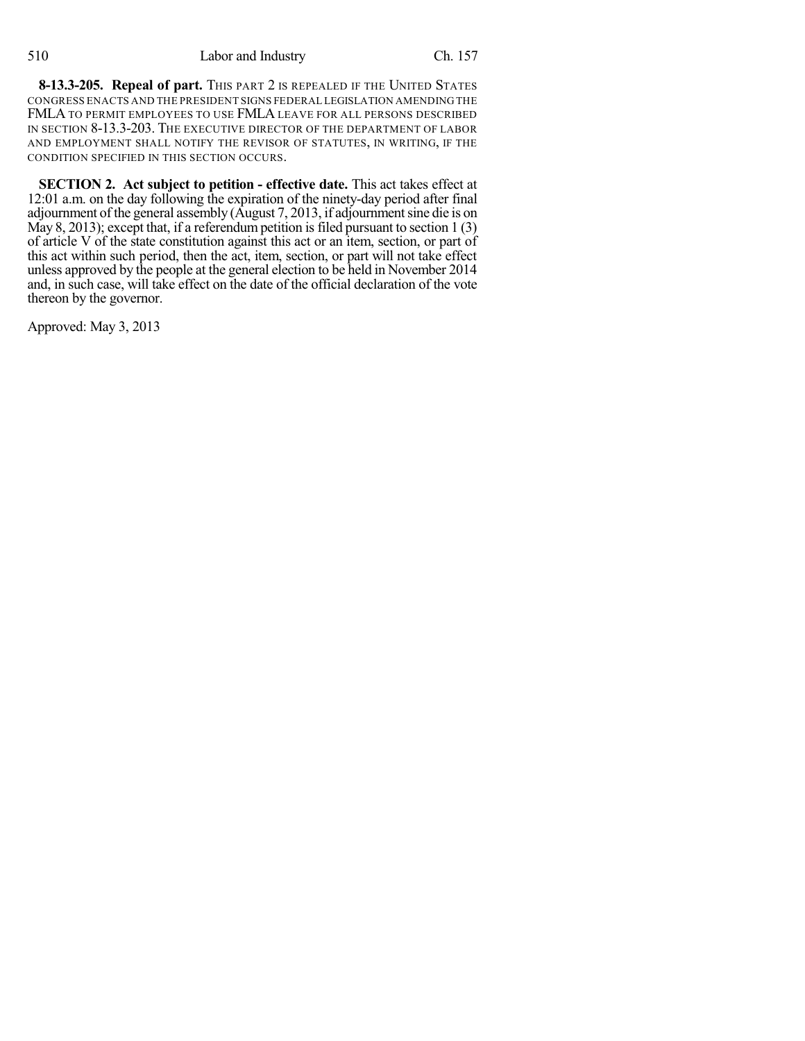**8-13.3-205. Repeal of part.** THIS PART 2 IS REPEALED IF THE UNITED STATES CONGRESS ENACTS AND THE PRESIDENT SIGNS FEDERAL LEGISLATION AMENDING THE FMLA TO PERMIT EMPLOYEES TO USE FMLA LEAVE FOR ALL PERSONS DESCRIBED IN SECTION 8-13.3-203. THE EXECUTIVE DIRECTOR OF THE DEPARTMENT OF LABOR AND EMPLOYMENT SHALL NOTIFY THE REVISOR OF STATUTES, IN WRITING, IF THE CONDITION SPECIFIED IN THIS SECTION OCCURS.

**SECTION 2. Act subject to petition - effective date.** This act takes effect at 12:01 a.m. on the day following the expiration of the ninety-day period after final adjournment of the general assembly (August 7, 2013, if adjournment sine die is on May 8, 2013); except that, if a referendum petition is filed pursuant to section 1 (3) of article V of the state constitution against this act or an item, section, or part of this act within such period, then the act, item, section, or part will not take effect unless approved by the people at the general election to be held in November 2014 and, in such case, will take effect on the date of the official declaration of the vote thereon by the governor.

Approved: May 3, 2013